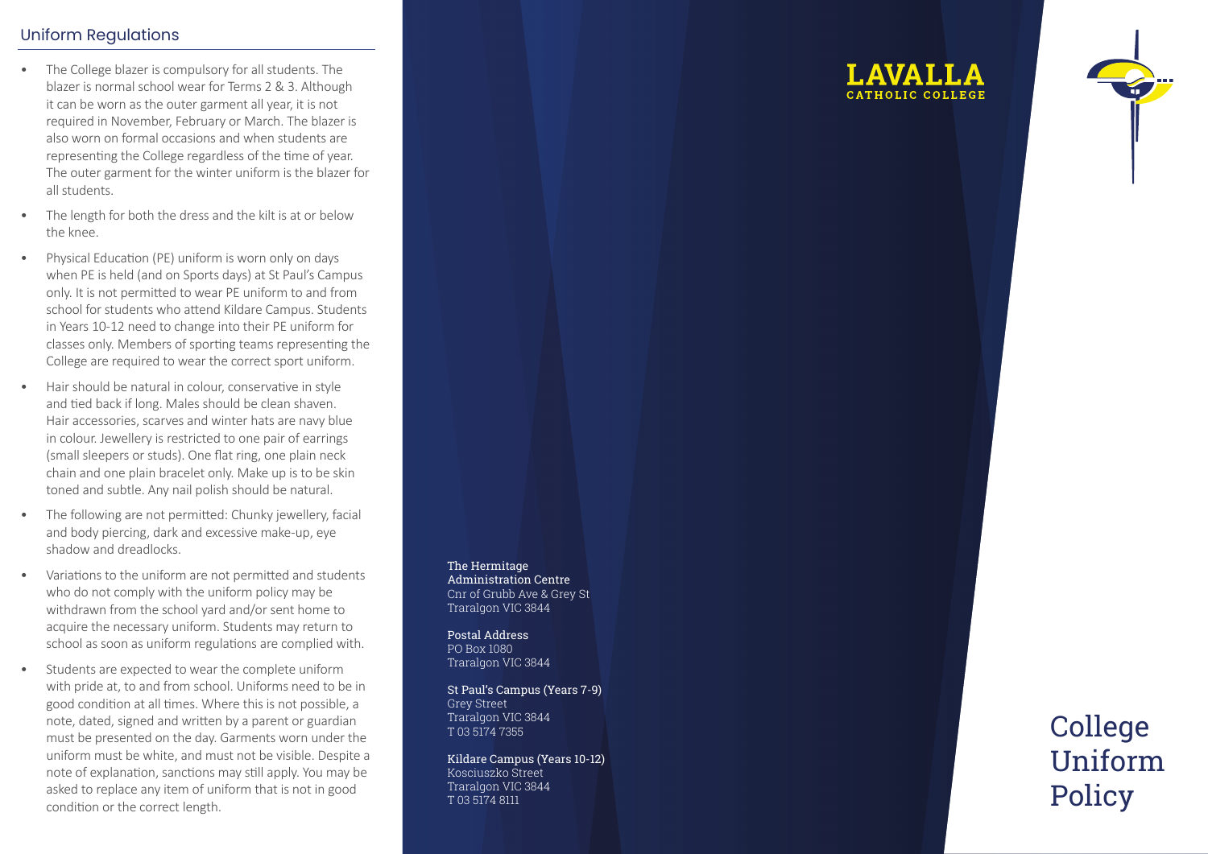## Uniform Regulations

- The College blazer is compulsory for all students. The blazer is normal school wear for Terms 2 & 3. Although it can be worn as the outer garment all year, it is not required in November, February or March. The blazer is also worn on formal occasions and when students are representing the College regardless of the time of year. The outer garment for the winter uniform is the blazer for all students.
- The length for both the dress and the kilt is at or below the knee.
- Physical Education (PE) uniform is worn only on days when PE is held (and on Sports days) at St Paul's Campus only. It is not permitted to wear PE uniform to and from school for students who attend Kildare Campus. Students in Years 10-12 need to change into their PE uniform for classes only. Members of sporting teams representing the College are required to wear the correct sport uniform.
- Hair should be natural in colour, conservative in style and tied back if long. Males should be clean shaven. Hair accessories, scarves and winter hats are navy blue in colour. Jewellery is restricted to one pair of earrings (small sleepers or studs). One flat ring, one plain neck chain and one plain bracelet only. Make up is to be skin toned and subtle. Any nail polish should be natural.
- The following are not permitted: Chunky jewellery, facial and body piercing, dark and excessive make-up, eye shadow and dreadlocks.
- Variations to the uniform are not permitted and students who do not comply with the uniform policy may be withdrawn from the school yard and/or sent home to acquire the necessary uniform. Students may return to school as soon as uniform regulations are complied with.
- Students are expected to wear the complete uniform with pride at, to and from school. Uniforms need to be in good condition at all times. Where this is not possible, a note, dated, signed and written by a parent or guardian must be presented on the day. Garments worn under the uniform must be white, and must not be visible. Despite a note of explanation, sanctions may still apply. You may be asked to replace any item of uniform that is not in good condition or the correct length.

The Hermitage
Administration Centre
Cnr of Grubb Ave & Grey St
Traralgon VIC 3844

Postal Address
PO Box 1080
Traralgon VIC 3844

St Paul's Campus (Years 7-9)
Grey Street
Traralgon VIC 3844
T 03 5174 7355

Kildare Campus (Years 10-12)
Kosciuszko Street
Traralgon VIC 3844
T 03 5174 8111

LAVALLA
CATHOLIC COLLEGE

# College Uniform Policy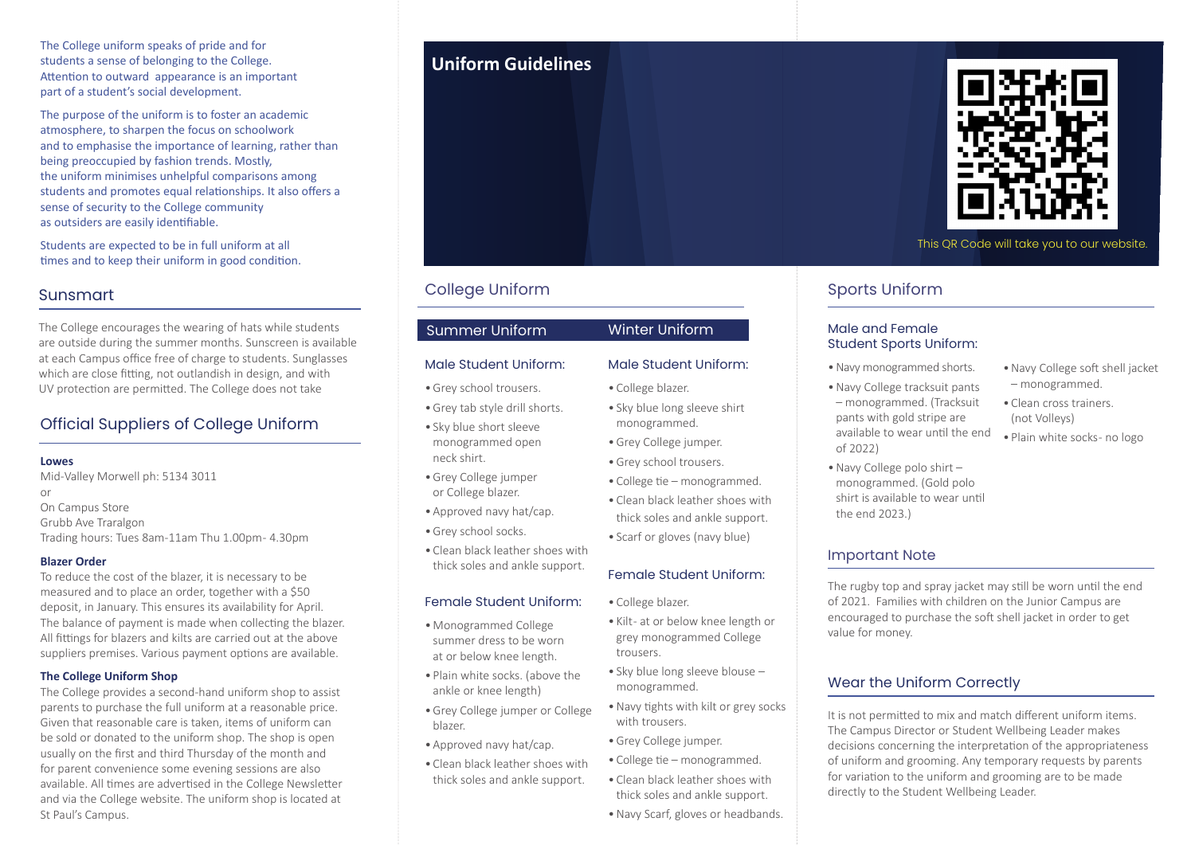The College uniform speaks of pride and for students a sense of belonging to the College. Attention to outward appearance is an important part of a student's social development.

The purpose of the uniform is to foster an academic atmosphere, to sharpen the focus on schoolwork and to emphasise the importance of learning, rather than being preoccupied by fashion trends. Mostly, the uniform minimises unhelpful comparisons among students and promotes equal relationships. It also offers a sense of security to the College community as outsiders are easily identifiable.

Students are expected to be in full uniform at all times and to keep their uniform in good condition.

## Sunsmart

The College encourages the wearing of hats while students are outside during the summer months. Sunscreen is available at each Campus office free of charge to students. Sunglasses which are close fitting, not outlandish in design, and with UV protection are permitted. The College does not take

## Official Suppliers of College Uniform

**Lowes**

Mid-Valley Morwell ph: 5134 3011

or

On Campus Store

Grubb Ave Traralgon

Trading hours: Tues 8am-11am Thu 1.00pm- 4.30pm

**Blazer Order**

To reduce the cost of the blazer, it is necessary to be measured and to place an order, together with a $50 deposit, in January. This ensures its availability for April. The balance of payment is made when collecting the blazer. All fittings for blazers and kilts are carried out at the above suppliers premises. Various payment options are available.

**The College Uniform Shop**

The College provides a second-hand uniform shop to assist parents to purchase the full uniform at a reasonable price. Given that reasonable care is taken, items of uniform can be sold or donated to the uniform shop. The shop is open usually on the first and third Thursday of the month and for parent convenience some evening sessions are also available. All times are advertised in the College Newsletter and via the College website. The uniform shop is located at St Paul's Campus.

# Uniform Guidelines

This QR Code will take you to our website.

## College Uniform

### Summer Uniform

#### Male Student Uniform:

- Grey school trousers.
- Grey tab style drill shorts.
- Sky blue short sleeve monogrammed open neck shirt.
- Grey College jumper or College blazer.
- Approved navy hat/cap.
- Grey school socks.
- Clean black leather shoes with thick soles and ankle support.

#### Female Student Uniform:

- Monogrammed College summer dress to be worn at or below knee length.
- Plain white socks. (above the ankle or knee length)
- Grey College jumper or College blazer.
- Approved navy hat/cap.
- Clean black leather shoes with thick soles and ankle support.

### Winter Uniform

#### Male Student Uniform:

- College blazer.
- Sky blue long sleeve shirt monogrammed.
- Grey College jumper.
- Grey school trousers.
- College tie – monogrammed.
- Clean black leather shoes with thick soles and ankle support.
- Scarf or gloves (navy blue)

#### Female Student Uniform:

- College blazer.
- Kilt- at or below knee length or grey monogrammed College trousers.
- Sky blue long sleeve blouse – monogrammed.
- Navy tights with kilt or grey socks with trousers.
- Grey College jumper.
- College tie – monogrammed.
- Clean black leather shoes with thick soles and ankle support.
- Navy Scarf, gloves or headbands.

## Sports Uniform

### Male and Female Student Sports Uniform:

- Navy monogrammed shorts.
- Navy College tracksuit pants – monogrammed. (Tracksuit pants with gold stripe are available to wear until the end of 2022)
- Navy College polo shirt – monogrammed. (Gold polo shirt is available to wear until the end 2023.)
- Navy College soft shell jacket – monogrammed.
- Clean cross trainers. (not Volleys)
- Plain white socks- no logo

## Important Note

The rugby top and spray jacket may still be worn until the end of 2021. Families with children on the Junior Campus are encouraged to purchase the soft shell jacket in order to get value for money.

## Wear the Uniform Correctly

It is not permitted to mix and match different uniform items. The Campus Director or Student Wellbeing Leader makes decisions concerning the interpretation of the appropriateness of uniform and grooming. Any temporary requests by parents for variation to the uniform and grooming are to be made directly to the Student Wellbeing Leader.